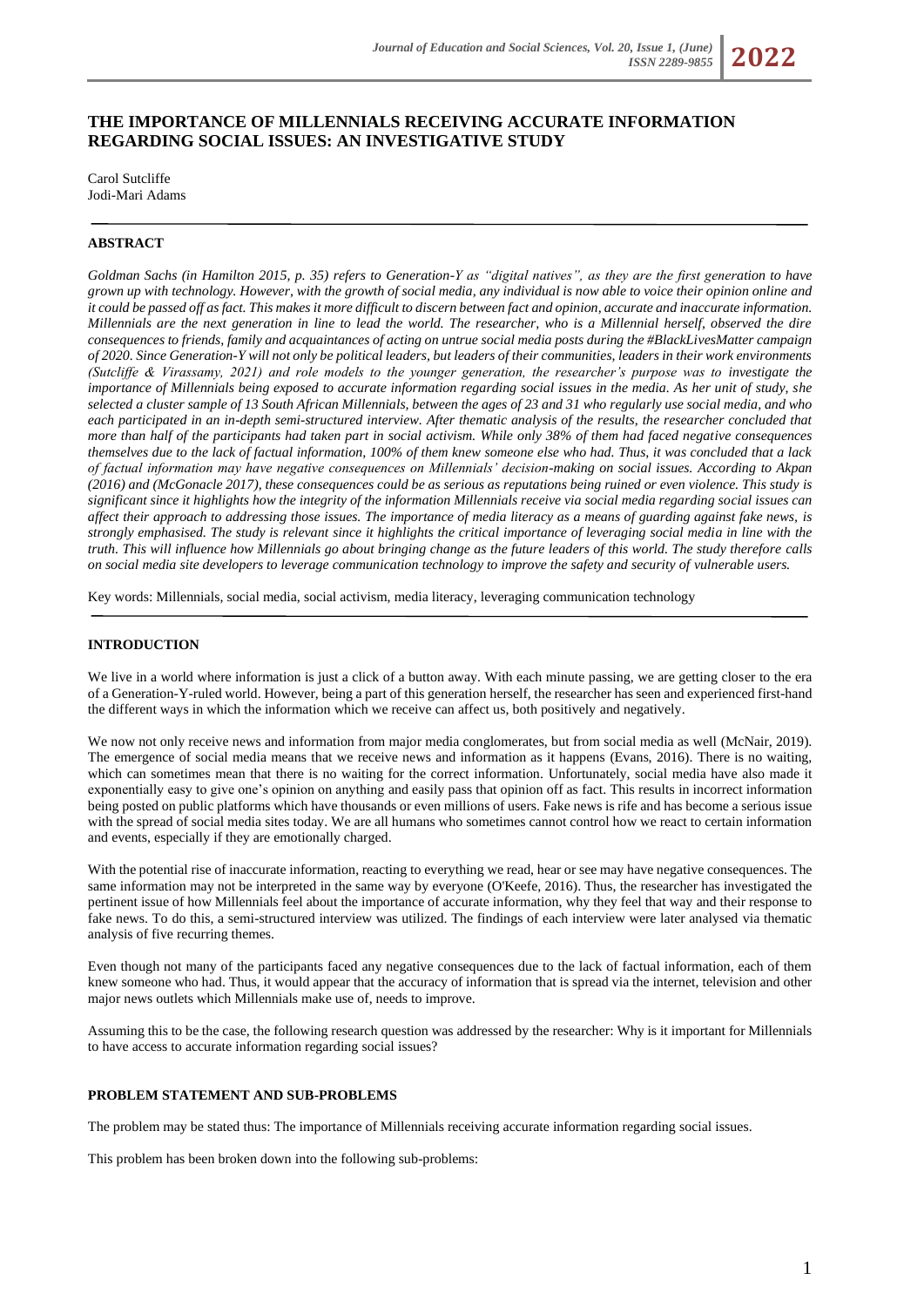# THE IMPORTANCE OF MILLENNIALS RECEIVING ACCURATE INFORMATION REGARDING SOCIAL ISSUES: AN INVESTIGATIVE STUDY

Carol Sutcliffe
Jodi-Mari Adams

## ABSTRACT

*Goldman Sachs (in Hamilton 2015, p. 35) refers to Generation-Y as "digital natives", as they are the first generation to have grown up with technology. However, with the growth of social media, any individual is now able to voice their opinion online and it could be passed off as fact. This makes it more difficult to discern between fact and opinion, accurate and inaccurate information. Millennials are the next generation in line to lead the world. The researcher, who is a Millennial herself, observed the dire consequences to friends, family and acquaintances of acting on untrue social media posts during the #BlackLivesMatter campaign of 2020. Since Generation-Y will not only be political leaders, but leaders of their communities, leaders in their work environments (Sutcliffe & Virassamy, 2021) and role models to the younger generation, the researcher's purpose was to investigate the importance of Millennials being exposed to accurate information regarding social issues in the media. As her unit of study, she selected a cluster sample of 13 South African Millennials, between the ages of 23 and 31 who regularly use social media, and who each participated in an in-depth semi-structured interview. After thematic analysis of the results, the researcher concluded that more than half of the participants had taken part in social activism. While only 38% of them had faced negative consequences themselves due to the lack of factual information, 100% of them knew someone else who had. Thus, it was concluded that a lack of factual information may have negative consequences on Millennials' decision-making on social issues. According to Akpan (2016) and (McGonacle 2017), these consequences could be as serious as reputations being ruined or even violence. This study is significant since it highlights how the integrity of the information Millennials receive via social media regarding social issues can affect their approach to addressing those issues. The importance of media literacy as a means of guarding against fake news, is strongly emphasised. The study is relevant since it highlights the critical importance of leveraging social media in line with the truth. This will influence how Millennials go about bringing change as the future leaders of this world. The study therefore calls on social media site developers to leverage communication technology to improve the safety and security of vulnerable users.*

Key words: Millennials, social media, social activism, media literacy, leveraging communication technology

## INTRODUCTION

We live in a world where information is just a click of a button away. With each minute passing, we are getting closer to the era of a Generation-Y-ruled world. However, being a part of this generation herself, the researcher has seen and experienced first-hand the different ways in which the information which we receive can affect us, both positively and negatively.

We now not only receive news and information from major media conglomerates, but from social media as well (McNair, 2019). The emergence of social media means that we receive news and information as it happens (Evans, 2016). There is no waiting, which can sometimes mean that there is no waiting for the correct information. Unfortunately, social media have also made it exponentially easy to give one's opinion on anything and easily pass that opinion off as fact. This results in incorrect information being posted on public platforms which have thousands or even millions of users. Fake news is rife and has become a serious issue with the spread of social media sites today. We are all humans who sometimes cannot control how we react to certain information and events, especially if they are emotionally charged.

With the potential rise of inaccurate information, reacting to everything we read, hear or see may have negative consequences. The same information may not be interpreted in the same way by everyone (O'Keefe, 2016). Thus, the researcher has investigated the pertinent issue of how Millennials feel about the importance of accurate information, why they feel that way and their response to fake news. To do this, a semi-structured interview was utilized. The findings of each interview were later analysed via thematic analysis of five recurring themes.

Even though not many of the participants faced any negative consequences due to the lack of factual information, each of them knew someone who had. Thus, it would appear that the accuracy of information that is spread via the internet, television and other major news outlets which Millennials make use of, needs to improve.

Assuming this to be the case, the following research question was addressed by the researcher: Why is it important for Millennials to have access to accurate information regarding social issues?

## PROBLEM STATEMENT AND SUB-PROBLEMS

The problem may be stated thus: The importance of Millennials receiving accurate information regarding social issues.

This problem has been broken down into the following sub-problems: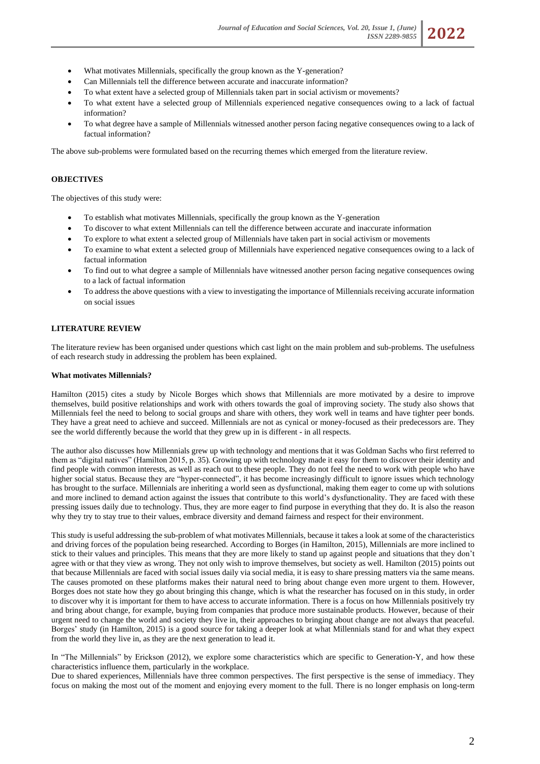- What motivates Millennials, specifically the group known as the Y-generation?
- Can Millennials tell the difference between accurate and inaccurate information?
- To what extent have a selected group of Millennials taken part in social activism or movements?
- To what extent have a selected group of Millennials experienced negative consequences owing to a lack of factual information?
- To what degree have a sample of Millennials witnessed another person facing negative consequences owing to a lack of factual information?

The above sub-problems were formulated based on the recurring themes which emerged from the literature review.

## OBJECTIVES

The objectives of this study were:

- To establish what motivates Millennials, specifically the group known as the Y-generation
- To discover to what extent Millennials can tell the difference between accurate and inaccurate information
- To explore to what extent a selected group of Millennials have taken part in social activism or movements
- To examine to what extent a selected group of Millennials have experienced negative consequences owing to a lack of factual information
- To find out to what degree a sample of Millennials have witnessed another person facing negative consequences owing to a lack of factual information
- To address the above questions with a view to investigating the importance of Millennials receiving accurate information on social issues

## LITERATURE REVIEW

The literature review has been organised under questions which cast light on the main problem and sub-problems. The usefulness of each research study in addressing the problem has been explained.

### What motivates Millennials?

Hamilton (2015) cites a study by Nicole Borges which shows that Millennials are more motivated by a desire to improve themselves, build positive relationships and work with others towards the goal of improving society. The study also shows that Millennials feel the need to belong to social groups and share with others, they work well in teams and have tighter peer bonds. They have a great need to achieve and succeed. Millennials are not as cynical or money-focused as their predecessors are. They see the world differently because the world that they grew up in is different - in all respects.

The author also discusses how Millennials grew up with technology and mentions that it was Goldman Sachs who first referred to them as "digital natives" (Hamilton 2015, p. 35). Growing up with technology made it easy for them to discover their identity and find people with common interests, as well as reach out to these people. They do not feel the need to work with people who have higher social status. Because they are "hyper-connected", it has become increasingly difficult to ignore issues which technology has brought to the surface. Millennials are inheriting a world seen as dysfunctional, making them eager to come up with solutions and more inclined to demand action against the issues that contribute to this world's dysfunctionality. They are faced with these pressing issues daily due to technology. Thus, they are more eager to find purpose in everything that they do. It is also the reason why they try to stay true to their values, embrace diversity and demand fairness and respect for their environment.

This study is useful addressing the sub-problem of what motivates Millennials, because it takes a look at some of the characteristics and driving forces of the population being researched. According to Borges (in Hamilton, 2015), Millennials are more inclined to stick to their values and principles. This means that they are more likely to stand up against people and situations that they don't agree with or that they view as wrong. They not only wish to improve themselves, but society as well. Hamilton (2015) points out that because Millennials are faced with social issues daily via social media, it is easy to share pressing matters via the same means. The causes promoted on these platforms makes their natural need to bring about change even more urgent to them. However, Borges does not state how they go about bringing this change, which is what the researcher has focused on in this study, in order to discover why it is important for them to have access to accurate information. There is a focus on how Millennials positively try and bring about change, for example, buying from companies that produce more sustainable products. However, because of their urgent need to change the world and society they live in, their approaches to bringing about change are not always that peaceful. Borges' study (in Hamilton, 2015) is a good source for taking a deeper look at what Millennials stand for and what they expect from the world they live in, as they are the next generation to lead it.

In "The Millennials" by Erickson (2012), we explore some characteristics which are specific to Generation-Y, and how these characteristics influence them, particularly in the workplace.

Due to shared experiences, Millennials have three common perspectives. The first perspective is the sense of immediacy. They focus on making the most out of the moment and enjoying every moment to the full. There is no longer emphasis on long-term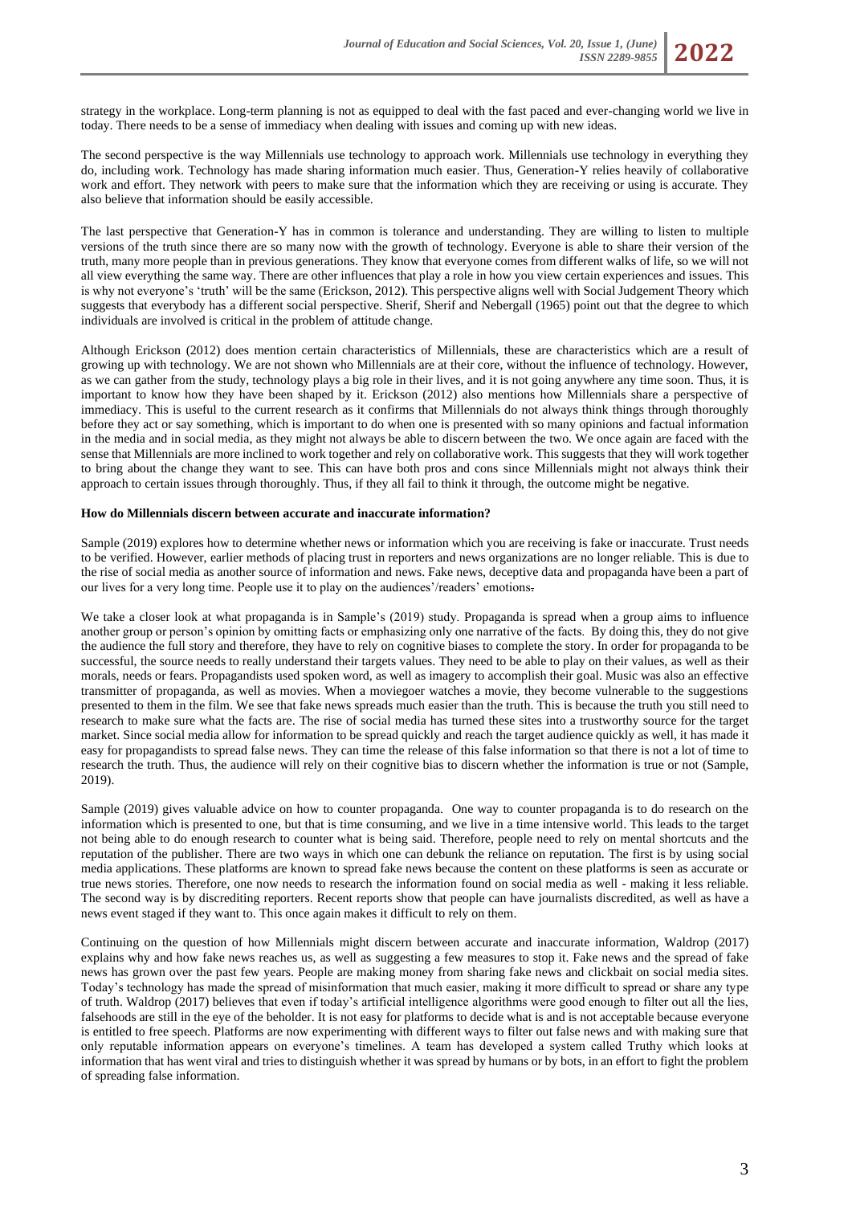strategy in the workplace. Long-term planning is not as equipped to deal with the fast paced and ever-changing world we live in today. There needs to be a sense of immediacy when dealing with issues and coming up with new ideas.

The second perspective is the way Millennials use technology to approach work. Millennials use technology in everything they do, including work. Technology has made sharing information much easier. Thus, Generation-Y relies heavily of collaborative work and effort. They network with peers to make sure that the information which they are receiving or using is accurate. They also believe that information should be easily accessible.

The last perspective that Generation-Y has in common is tolerance and understanding. They are willing to listen to multiple versions of the truth since there are so many now with the growth of technology. Everyone is able to share their version of the truth, many more people than in previous generations. They know that everyone comes from different walks of life, so we will not all view everything the same way. There are other influences that play a role in how you view certain experiences and issues. This is why not everyone's 'truth' will be the same (Erickson, 2012). This perspective aligns well with Social Judgement Theory which suggests that everybody has a different social perspective. Sherif, Sherif and Nebergall (1965) point out that the degree to which individuals are involved is critical in the problem of attitude change.

Although Erickson (2012) does mention certain characteristics of Millennials, these are characteristics which are a result of growing up with technology. We are not shown who Millennials are at their core, without the influence of technology. However, as we can gather from the study, technology plays a big role in their lives, and it is not going anywhere any time soon. Thus, it is important to know how they have been shaped by it. Erickson (2012) also mentions how Millennials share a perspective of immediacy. This is useful to the current research as it confirms that Millennials do not always think things through thoroughly before they act or say something, which is important to do when one is presented with so many opinions and factual information in the media and in social media, as they might not always be able to discern between the two. We once again are faced with the sense that Millennials are more inclined to work together and rely on collaborative work. This suggests that they will work together to bring about the change they want to see. This can have both pros and cons since Millennials might not always think their approach to certain issues through thoroughly. Thus, if they all fail to think it through, the outcome might be negative.

**How do Millennials discern between accurate and inaccurate information?**

Sample (2019) explores how to determine whether news or information which you are receiving is fake or inaccurate. Trust needs to be verified. However, earlier methods of placing trust in reporters and news organizations are no longer reliable. This is due to the rise of social media as another source of information and news. Fake news, deceptive data and propaganda have been a part of our lives for a very long time. People use it to play on the audiences'/readers' emotions.

We take a closer look at what propaganda is in Sample's (2019) study. Propaganda is spread when a group aims to influence another group or person's opinion by omitting facts or emphasizing only one narrative of the facts. By doing this, they do not give the audience the full story and therefore, they have to rely on cognitive biases to complete the story. In order for propaganda to be successful, the source needs to really understand their targets values. They need to be able to play on their values, as well as their morals, needs or fears. Propagandists used spoken word, as well as imagery to accomplish their goal. Music was also an effective transmitter of propaganda, as well as movies. When a moviegoer watches a movie, they become vulnerable to the suggestions presented to them in the film. We see that fake news spreads much easier than the truth. This is because the truth you still need to research to make sure what the facts are. The rise of social media has turned these sites into a trustworthy source for the target market. Since social media allow for information to be spread quickly and reach the target audience quickly as well, it has made it easy for propagandists to spread false news. They can time the release of this false information so that there is not a lot of time to research the truth. Thus, the audience will rely on their cognitive bias to discern whether the information is true or not (Sample, 2019).

Sample (2019) gives valuable advice on how to counter propaganda. One way to counter propaganda is to do research on the information which is presented to one, but that is time consuming, and we live in a time intensive world. This leads to the target not being able to do enough research to counter what is being said. Therefore, people need to rely on mental shortcuts and the reputation of the publisher. There are two ways in which one can debunk the reliance on reputation. The first is by using social media applications. These platforms are known to spread fake news because the content on these platforms is seen as accurate or true news stories. Therefore, one now needs to research the information found on social media as well - making it less reliable. The second way is by discrediting reporters. Recent reports show that people can have journalists discredited, as well as have a news event staged if they want to. This once again makes it difficult to rely on them.

Continuing on the question of how Millennials might discern between accurate and inaccurate information, Waldrop (2017) explains why and how fake news reaches us, as well as suggesting a few measures to stop it. Fake news and the spread of fake news has grown over the past few years. People are making money from sharing fake news and clickbait on social media sites. Today's technology has made the spread of misinformation that much easier, making it more difficult to spread or share any type of truth. Waldrop (2017) believes that even if today's artificial intelligence algorithms were good enough to filter out all the lies, falsehoods are still in the eye of the beholder. It is not easy for platforms to decide what is and is not acceptable because everyone is entitled to free speech. Platforms are now experimenting with different ways to filter out false news and with making sure that only reputable information appears on everyone's timelines. A team has developed a system called Truthy which looks at information that has went viral and tries to distinguish whether it was spread by humans or by bots, in an effort to fight the problem of spreading false information.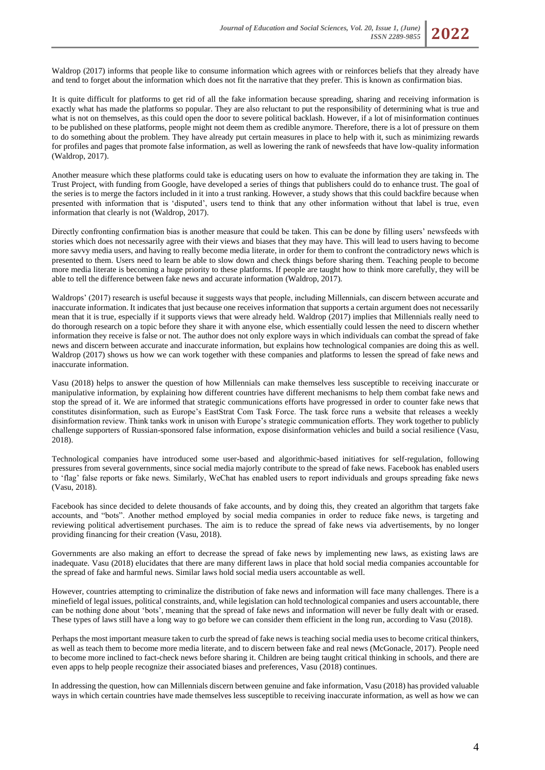Waldrop (2017) informs that people like to consume information which agrees with or reinforces beliefs that they already have and tend to forget about the information which does not fit the narrative that they prefer. This is known as confirmation bias.

It is quite difficult for platforms to get rid of all the fake information because spreading, sharing and receiving information is exactly what has made the platforms so popular. They are also reluctant to put the responsibility of determining what is true and what is not on themselves, as this could open the door to severe political backlash. However, if a lot of misinformation continues to be published on these platforms, people might not deem them as credible anymore. Therefore, there is a lot of pressure on them to do something about the problem. They have already put certain measures in place to help with it, such as minimizing rewards for profiles and pages that promote false information, as well as lowering the rank of newsfeeds that have low-quality information (Waldrop, 2017).

Another measure which these platforms could take is educating users on how to evaluate the information they are taking in. The Trust Project, with funding from Google, have developed a series of things that publishers could do to enhance trust. The goal of the series is to merge the factors included in it into a trust ranking. However, a study shows that this could backfire because when presented with information that is 'disputed', users tend to think that any other information without that label is true, even information that clearly is not (Waldrop, 2017).

Directly confronting confirmation bias is another measure that could be taken. This can be done by filling users' newsfeeds with stories which does not necessarily agree with their views and biases that they may have. This will lead to users having to become more savvy media users, and having to really become media literate, in order for them to confront the contradictory news which is presented to them. Users need to learn be able to slow down and check things before sharing them. Teaching people to become more media literate is becoming a huge priority to these platforms. If people are taught how to think more carefully, they will be able to tell the difference between fake news and accurate information (Waldrop, 2017).

Waldrops' (2017) research is useful because it suggests ways that people, including Millennials, can discern between accurate and inaccurate information. It indicates that just because one receives information that supports a certain argument does not necessarily mean that it is true, especially if it supports views that were already held. Waldrop (2017) implies that Millennials really need to do thorough research on a topic before they share it with anyone else, which essentially could lessen the need to discern whether information they receive is false or not. The author does not only explore ways in which individuals can combat the spread of fake news and discern between accurate and inaccurate information, but explains how technological companies are doing this as well. Waldrop (2017) shows us how we can work together with these companies and platforms to lessen the spread of fake news and inaccurate information.

Vasu (2018) helps to answer the question of how Millennials can make themselves less susceptible to receiving inaccurate or manipulative information, by explaining how different countries have different mechanisms to help them combat fake news and stop the spread of it. We are informed that strategic communications efforts have progressed in order to counter fake news that constitutes disinformation, such as Europe's EastStrat Com Task Force. The task force runs a website that releases a weekly disinformation review. Think tanks work in unison with Europe's strategic communication efforts. They work together to publicly challenge supporters of Russian-sponsored false information, expose disinformation vehicles and build a social resilience (Vasu, 2018).

Technological companies have introduced some user-based and algorithmic-based initiatives for self-regulation, following pressures from several governments, since social media majorly contribute to the spread of fake news. Facebook has enabled users to 'flag' false reports or fake news. Similarly, WeChat has enabled users to report individuals and groups spreading fake news (Vasu, 2018).

Facebook has since decided to delete thousands of fake accounts, and by doing this, they created an algorithm that targets fake accounts, and "bots". Another method employed by social media companies in order to reduce fake news, is targeting and reviewing political advertisement purchases. The aim is to reduce the spread of fake news via advertisements, by no longer providing financing for their creation (Vasu, 2018).

Governments are also making an effort to decrease the spread of fake news by implementing new laws, as existing laws are inadequate. Vasu (2018) elucidates that there are many different laws in place that hold social media companies accountable for the spread of fake and harmful news. Similar laws hold social media users accountable as well.

However, countries attempting to criminalize the distribution of fake news and information will face many challenges. There is a minefield of legal issues, political constraints, and, while legislation can hold technological companies and users accountable, there can be nothing done about 'bots', meaning that the spread of fake news and information will never be fully dealt with or erased. These types of laws still have a long way to go before we can consider them efficient in the long run, according to Vasu (2018).

Perhaps the most important measure taken to curb the spread of fake news is teaching social media uses to become critical thinkers, as well as teach them to become more media literate, and to discern between fake and real news (McGonacle, 2017). People need to become more inclined to fact-check news before sharing it. Children are being taught critical thinking in schools, and there are even apps to help people recognize their associated biases and preferences, Vasu (2018) continues.

In addressing the question, how can Millennials discern between genuine and fake information, Vasu (2018) has provided valuable ways in which certain countries have made themselves less susceptible to receiving inaccurate information, as well as how we can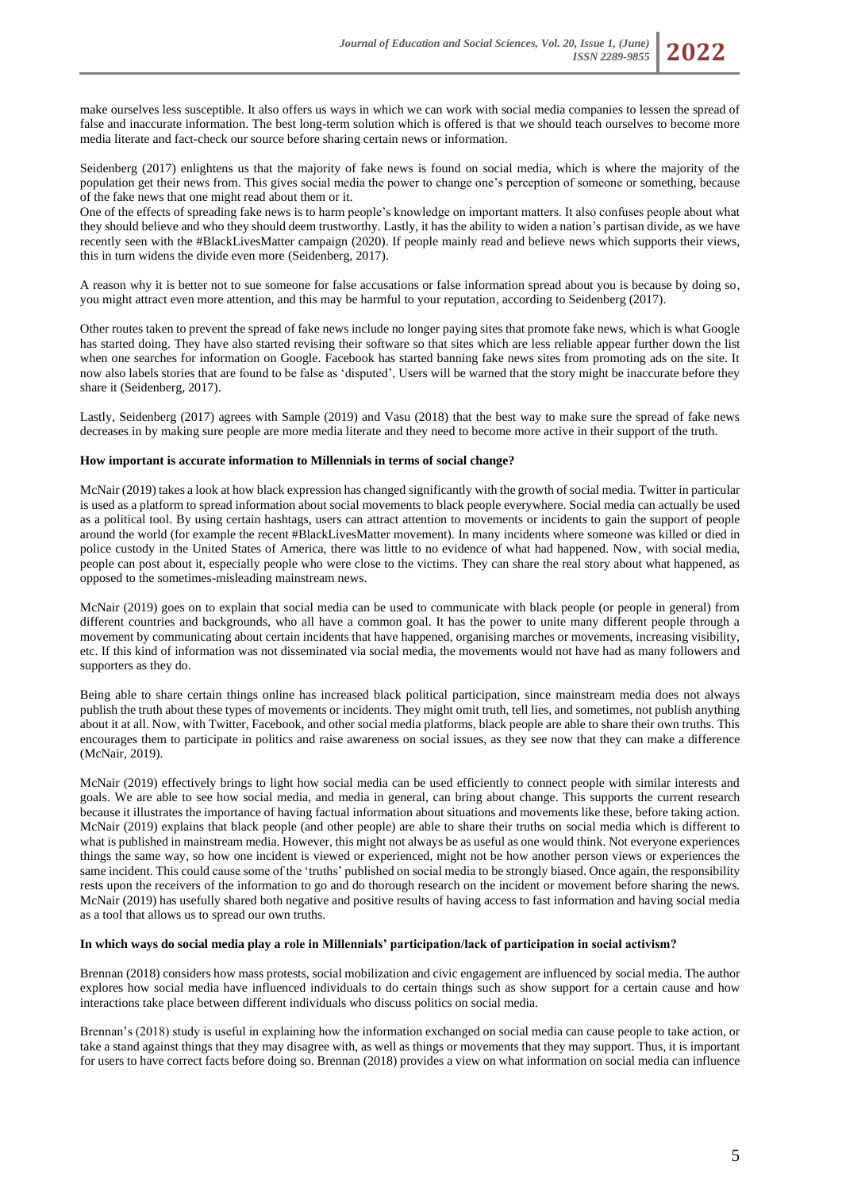make ourselves less susceptible. It also offers us ways in which we can work with social media companies to lessen the spread of false and inaccurate information. The best long-term solution which is offered is that we should teach ourselves to become more media literate and fact-check our source before sharing certain news or information.

Seidenberg (2017) enlightens us that the majority of fake news is found on social media, which is where the majority of the population get their news from. This gives social media the power to change one's perception of someone or something, because of the fake news that one might read about them or it.

One of the effects of spreading fake news is to harm people's knowledge on important matters. It also confuses people about what they should believe and who they should deem trustworthy. Lastly, it has the ability to widen a nation's partisan divide, as we have recently seen with the #BlackLivesMatter campaign (2020). If people mainly read and believe news which supports their views, this in turn widens the divide even more (Seidenberg, 2017).

A reason why it is better not to sue someone for false accusations or false information spread about you is because by doing so, you might attract even more attention, and this may be harmful to your reputation, according to Seidenberg (2017).

Other routes taken to prevent the spread of fake news include no longer paying sites that promote fake news, which is what Google has started doing. They have also started revising their software so that sites which are less reliable appear further down the list when one searches for information on Google. Facebook has started banning fake news sites from promoting ads on the site. It now also labels stories that are found to be false as 'disputed', Users will be warned that the story might be inaccurate before they share it (Seidenberg, 2017).

Lastly, Seidenberg (2017) agrees with Sample (2019) and Vasu (2018) that the best way to make sure the spread of fake news decreases in by making sure people are more media literate and they need to become more active in their support of the truth.

**How important is accurate information to Millennials in terms of social change?**

McNair (2019) takes a look at how black expression has changed significantly with the growth of social media. Twitter in particular is used as a platform to spread information about social movements to black people everywhere. Social media can actually be used as a political tool. By using certain hashtags, users can attract attention to movements or incidents to gain the support of people around the world (for example the recent #BlackLivesMatter movement). In many incidents where someone was killed or died in police custody in the United States of America, there was little to no evidence of what had happened. Now, with social media, people can post about it, especially people who were close to the victims. They can share the real story about what happened, as opposed to the sometimes-misleading mainstream news.

McNair (2019) goes on to explain that social media can be used to communicate with black people (or people in general) from different countries and backgrounds, who all have a common goal. It has the power to unite many different people through a movement by communicating about certain incidents that have happened, organising marches or movements, increasing visibility, etc. If this kind of information was not disseminated via social media, the movements would not have had as many followers and supporters as they do.

Being able to share certain things online has increased black political participation, since mainstream media does not always publish the truth about these types of movements or incidents. They might omit truth, tell lies, and sometimes, not publish anything about it at all. Now, with Twitter, Facebook, and other social media platforms, black people are able to share their own truths. This encourages them to participate in politics and raise awareness on social issues, as they see now that they can make a difference (McNair, 2019).

McNair (2019) effectively brings to light how social media can be used efficiently to connect people with similar interests and goals. We are able to see how social media, and media in general, can bring about change. This supports the current research because it illustrates the importance of having factual information about situations and movements like these, before taking action. McNair (2019) explains that black people (and other people) are able to share their truths on social media which is different to what is published in mainstream media. However, this might not always be as useful as one would think. Not everyone experiences things the same way, so how one incident is viewed or experienced, might not be how another person views or experiences the same incident. This could cause some of the 'truths' published on social media to be strongly biased. Once again, the responsibility rests upon the receivers of the information to go and do thorough research on the incident or movement before sharing the news. McNair (2019) has usefully shared both negative and positive results of having access to fast information and having social media as a tool that allows us to spread our own truths.

**In which ways do social media play a role in Millennials' participation/lack of participation in social activism?**

Brennan (2018) considers how mass protests, social mobilization and civic engagement are influenced by social media. The author explores how social media have influenced individuals to do certain things such as show support for a certain cause and how interactions take place between different individuals who discuss politics on social media.

Brennan's (2018) study is useful in explaining how the information exchanged on social media can cause people to take action, or take a stand against things that they may disagree with, as well as things or movements that they may support. Thus, it is important for users to have correct facts before doing so. Brennan (2018) provides a view on what information on social media can influence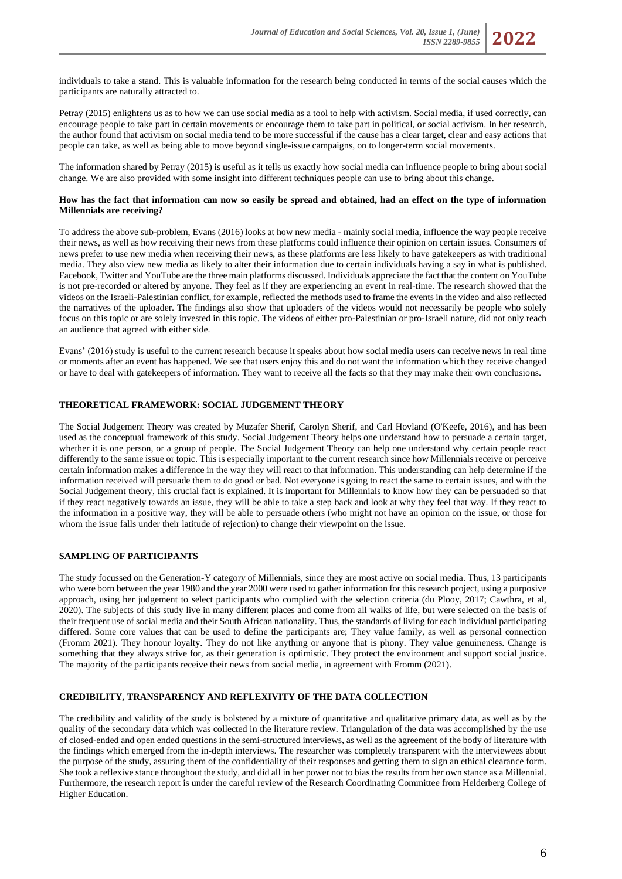individuals to take a stand. This is valuable information for the research being conducted in terms of the social causes which the participants are naturally attracted to.

Petray (2015) enlightens us as to how we can use social media as a tool to help with activism. Social media, if used correctly, can encourage people to take part in certain movements or encourage them to take part in political, or social activism. In her research, the author found that activism on social media tend to be more successful if the cause has a clear target, clear and easy actions that people can take, as well as being able to move beyond single-issue campaigns, on to longer-term social movements.

The information shared by Petray (2015) is useful as it tells us exactly how social media can influence people to bring about social change. We are also provided with some insight into different techniques people can use to bring about this change.

**How has the fact that information can now so easily be spread and obtained, had an effect on the type of information Millennials are receiving?**

To address the above sub-problem, Evans (2016) looks at how new media - mainly social media, influence the way people receive their news, as well as how receiving their news from these platforms could influence their opinion on certain issues. Consumers of news prefer to use new media when receiving their news, as these platforms are less likely to have gatekeepers as with traditional media. They also view new media as likely to alter their information due to certain individuals having a say in what is published. Facebook, Twitter and YouTube are the three main platforms discussed. Individuals appreciate the fact that the content on YouTube is not pre-recorded or altered by anyone. They feel as if they are experiencing an event in real-time. The research showed that the videos on the Israeli-Palestinian conflict, for example, reflected the methods used to frame the events in the video and also reflected the narratives of the uploader. The findings also show that uploaders of the videos would not necessarily be people who solely focus on this topic or are solely invested in this topic. The videos of either pro-Palestinian or pro-Israeli nature, did not only reach an audience that agreed with either side.

Evans' (2016) study is useful to the current research because it speaks about how social media users can receive news in real time or moments after an event has happened. We see that users enjoy this and do not want the information which they receive changed or have to deal with gatekeepers of information. They want to receive all the facts so that they may make their own conclusions.

## THEORETICAL FRAMEWORK: SOCIAL JUDGEMENT THEORY

The Social Judgement Theory was created by Muzafer Sherif, Carolyn Sherif, and Carl Hovland (O'Keefe, 2016), and has been used as the conceptual framework of this study. Social Judgement Theory helps one understand how to persuade a certain target, whether it is one person, or a group of people. The Social Judgement Theory can help one understand why certain people react differently to the same issue or topic. This is especially important to the current research since how Millennials receive or perceive certain information makes a difference in the way they will react to that information. This understanding can help determine if the information received will persuade them to do good or bad. Not everyone is going to react the same to certain issues, and with the Social Judgement theory, this crucial fact is explained. It is important for Millennials to know how they can be persuaded so that if they react negatively towards an issue, they will be able to take a step back and look at why they feel that way. If they react to the information in a positive way, they will be able to persuade others (who might not have an opinion on the issue, or those for whom the issue falls under their latitude of rejection) to change their viewpoint on the issue.

## SAMPLING OF PARTICIPANTS

The study focussed on the Generation-Y category of Millennials, since they are most active on social media. Thus, 13 participants who were born between the year 1980 and the year 2000 were used to gather information for this research project, using a purposive approach, using her judgement to select participants who complied with the selection criteria (du Plooy, 2017; Cawthra, et al, 2020). The subjects of this study live in many different places and come from all walks of life, but were selected on the basis of their frequent use of social media and their South African nationality. Thus, the standards of living for each individual participating differed. Some core values that can be used to define the participants are; They value family, as well as personal connection (Fromm 2021). They honour loyalty. They do not like anything or anyone that is phony. They value genuineness. Change is something that they always strive for, as their generation is optimistic. They protect the environment and support social justice. The majority of the participants receive their news from social media, in agreement with Fromm (2021).

## CREDIBILITY, TRANSPARENCY AND REFLEXIVITY OF THE DATA COLLECTION

The credibility and validity of the study is bolstered by a mixture of quantitative and qualitative primary data, as well as by the quality of the secondary data which was collected in the literature review. Triangulation of the data was accomplished by the use of closed-ended and open ended questions in the semi-structured interviews, as well as the agreement of the body of literature with the findings which emerged from the in-depth interviews. The researcher was completely transparent with the interviewees about the purpose of the study, assuring them of the confidentiality of their responses and getting them to sign an ethical clearance form. She took a reflexive stance throughout the study, and did all in her power not to bias the results from her own stance as a Millennial. Furthermore, the research report is under the careful review of the Research Coordinating Committee from Helderberg College of Higher Education.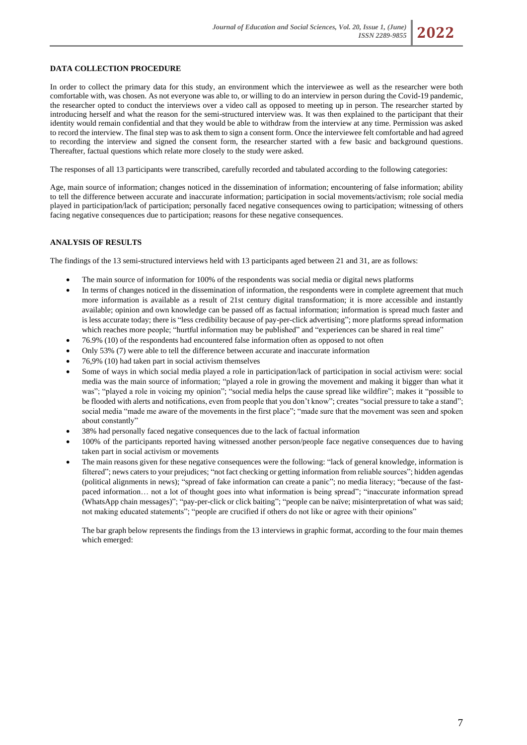**DATA COLLECTION PROCEDURE**

In order to collect the primary data for this study, an environment which the interviewee as well as the researcher were both comfortable with, was chosen. As not everyone was able to, or willing to do an interview in person during the Covid-19 pandemic, the researcher opted to conduct the interviews over a video call as opposed to meeting up in person. The researcher started by introducing herself and what the reason for the semi-structured interview was. It was then explained to the participant that their identity would remain confidential and that they would be able to withdraw from the interview at any time. Permission was asked to record the interview. The final step was to ask them to sign a consent form. Once the interviewee felt comfortable and had agreed to recording the interview and signed the consent form, the researcher started with a few basic and background questions. Thereafter, factual questions which relate more closely to the study were asked.

The responses of all 13 participants were transcribed, carefully recorded and tabulated according to the following categories:

Age, main source of information; changes noticed in the dissemination of information; encountering of false information; ability to tell the difference between accurate and inaccurate information; participation in social movements/activism; role social media played in participation/lack of participation; personally faced negative consequences owing to participation; witnessing of others facing negative consequences due to participation; reasons for these negative consequences.

**ANALYSIS OF RESULTS**

The findings of the 13 semi-structured interviews held with 13 participants aged between 21 and 31, are as follows:

- The main source of information for 100% of the respondents was social media or digital news platforms
- In terms of changes noticed in the dissemination of information, the respondents were in complete agreement that much more information is available as a result of 21st century digital transformation; it is more accessible and instantly available; opinion and own knowledge can be passed off as factual information; information is spread much faster and is less accurate today; there is "less credibility because of pay-per-click advertising"; more platforms spread information which reaches more people; "hurtful information may be published" and "experiences can be shared in real time"
- 76.9% (10) of the respondents had encountered false information often as opposed to not often
- Only 53% (7) were able to tell the difference between accurate and inaccurate information
- 76,9% (10) had taken part in social activism themselves
- Some of ways in which social media played a role in participation/lack of participation in social activism were: social media was the main source of information; "played a role in growing the movement and making it bigger than what it was"; "played a role in voicing my opinion"; "social media helps the cause spread like wildfire"; makes it "possible to be flooded with alerts and notifications, even from people that you don't know"; creates "social pressure to take a stand"; social media "made me aware of the movements in the first place"; "made sure that the movement was seen and spoken about constantly"
- 38% had personally faced negative consequences due to the lack of factual information
- 100% of the participants reported having witnessed another person/people face negative consequences due to having taken part in social activism or movements
- The main reasons given for these negative consequences were the following: "lack of general knowledge, information is filtered"; news caters to your prejudices; "not fact checking or getting information from reliable sources"; hidden agendas (political alignments in news); "spread of fake information can create a panic"; no media literacy; "because of the fast-paced information… not a lot of thought goes into what information is being spread"; "inaccurate information spread (WhatsApp chain messages)"; "pay-per-click or click baiting"; "people can be naïve; misinterpretation of what was said; not making educated statements"; "people are crucified if others do not like or agree with their opinions"

  The bar graph below represents the findings from the 13 interviews in graphic format, according to the four main themes which emerged: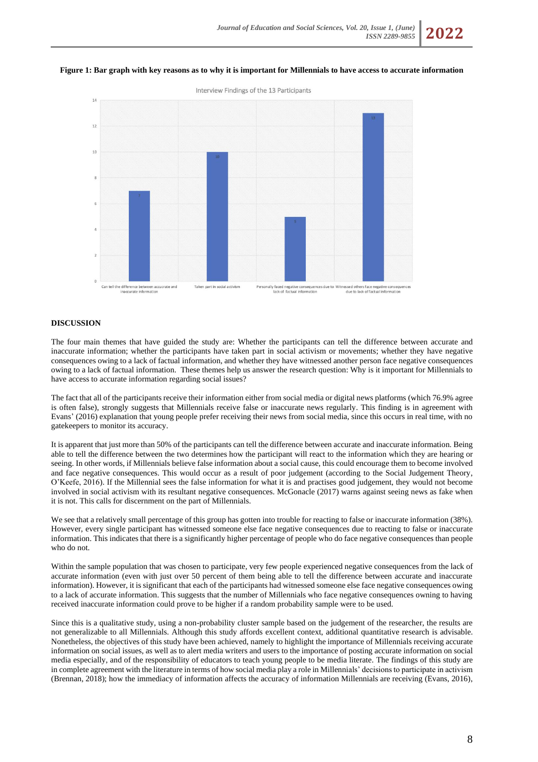**Figure 1: Bar graph with key reasons as to why it is important for Millennials to have access to accurate information**

Interview Findings of the 13 Participants

| Category | Count |
| --- | --- |
| Can tell the difference between accurate and inaccurate information | 7 |
| Taken part in social activism | 10 |
| Personally faced negative consequences due to lack of factual information | 5 |
| Witnessed others face negative consequences due to lack of factual information | 13 |

## DISCUSSION

The four main themes that have guided the study are: Whether the participants can tell the difference between accurate and inaccurate information; whether the participants have taken part in social activism or movements; whether they have negative consequences owing to a lack of factual information, and whether they have witnessed another person face negative consequences owing to a lack of factual information. These themes help us answer the research question: Why is it important for Millennials to have access to accurate information regarding social issues?

The fact that all of the participants receive their information either from social media or digital news platforms (which 76.9% agree is often false), strongly suggests that Millennials receive false or inaccurate news regularly. This finding is in agreement with Evans' (2016) explanation that young people prefer receiving their news from social media, since this occurs in real time, with no gatekeepers to monitor its accuracy.

It is apparent that just more than 50% of the participants can tell the difference between accurate and inaccurate information. Being able to tell the difference between the two determines how the participant will react to the information which they are hearing or seeing. In other words, if Millennials believe false information about a social cause, this could encourage them to become involved and face negative consequences. This would occur as a result of poor judgement (according to the Social Judgement Theory, O'Keefe, 2016). If the Millennial sees the false information for what it is and practises good judgement, they would not become involved in social activism with its resultant negative consequences. McGonacle (2017) warns against seeing news as fake when it is not. This calls for discernment on the part of Millennials.

We see that a relatively small percentage of this group has gotten into trouble for reacting to false or inaccurate information (38%). However, every single participant has witnessed someone else face negative consequences due to reacting to false or inaccurate information. This indicates that there is a significantly higher percentage of people who do face negative consequences than people who do not.

Within the sample population that was chosen to participate, very few people experienced negative consequences from the lack of accurate information (even with just over 50 percent of them being able to tell the difference between accurate and inaccurate information). However, it is significant that each of the participants had witnessed someone else face negative consequences owing to a lack of accurate information. This suggests that the number of Millennials who face negative consequences owing to having received inaccurate information could prove to be higher if a random probability sample were to be used.

Since this is a qualitative study, using a non-probability cluster sample based on the judgement of the researcher, the results are not generalizable to all Millennials. Although this study affords excellent context, additional quantitative research is advisable. Nonetheless, the objectives of this study have been achieved, namely to highlight the importance of Millennials receiving accurate information on social issues, as well as to alert media writers and users to the importance of posting accurate information on social media especially, and of the responsibility of educators to teach young people to be media literate. The findings of this study are in complete agreement with the literature in terms of how social media play a role in Millennials' decisions to participate in activism (Brennan, 2018); how the immediacy of information affects the accuracy of information Millennials are receiving (Evans, 2016),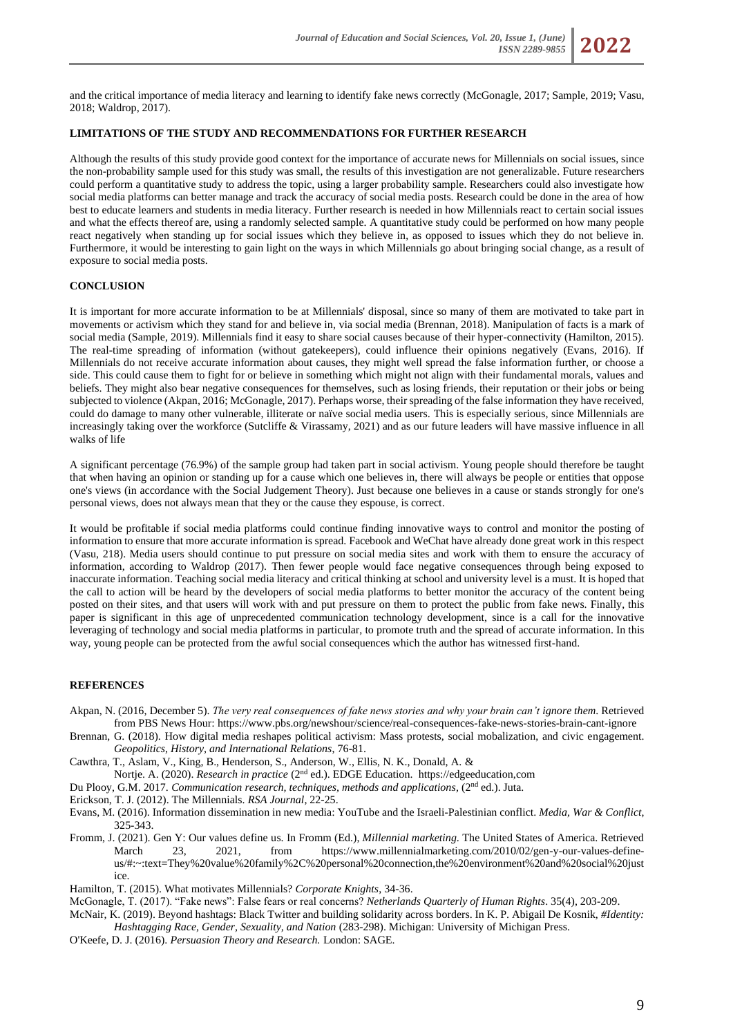and the critical importance of media literacy and learning to identify fake news correctly (McGonagle, 2017; Sample, 2019; Vasu, 2018; Waldrop, 2017).

## LIMITATIONS OF THE STUDY AND RECOMMENDATIONS FOR FURTHER RESEARCH

Although the results of this study provide good context for the importance of accurate news for Millennials on social issues, since the non-probability sample used for this study was small, the results of this investigation are not generalizable. Future researchers could perform a quantitative study to address the topic, using a larger probability sample. Researchers could also investigate how social media platforms can better manage and track the accuracy of social media posts. Research could be done in the area of how best to educate learners and students in media literacy. Further research is needed in how Millennials react to certain social issues and what the effects thereof are, using a randomly selected sample. A quantitative study could be performed on how many people react negatively when standing up for social issues which they believe in, as opposed to issues which they do not believe in. Furthermore, it would be interesting to gain light on the ways in which Millennials go about bringing social change, as a result of exposure to social media posts.

## CONCLUSION

It is important for more accurate information to be at Millennials' disposal, since so many of them are motivated to take part in movements or activism which they stand for and believe in, via social media (Brennan, 2018). Manipulation of facts is a mark of social media (Sample, 2019). Millennials find it easy to share social causes because of their hyper-connectivity (Hamilton, 2015). The real-time spreading of information (without gatekeepers), could influence their opinions negatively (Evans, 2016). If Millennials do not receive accurate information about causes, they might well spread the false information further, or choose a side. This could cause them to fight for or believe in something which might not align with their fundamental morals, values and beliefs. They might also bear negative consequences for themselves, such as losing friends, their reputation or their jobs or being subjected to violence (Akpan, 2016; McGonagle, 2017). Perhaps worse, their spreading of the false information they have received, could do damage to many other vulnerable, illiterate or naïve social media users. This is especially serious, since Millennials are increasingly taking over the workforce (Sutcliffe & Virassamy, 2021) and as our future leaders will have massive influence in all walks of life

A significant percentage (76.9%) of the sample group had taken part in social activism. Young people should therefore be taught that when having an opinion or standing up for a cause which one believes in, there will always be people or entities that oppose one's views (in accordance with the Social Judgement Theory). Just because one believes in a cause or stands strongly for one's personal views, does not always mean that they or the cause they espouse, is correct.

It would be profitable if social media platforms could continue finding innovative ways to control and monitor the posting of information to ensure that more accurate information is spread. Facebook and WeChat have already done great work in this respect (Vasu, 218). Media users should continue to put pressure on social media sites and work with them to ensure the accuracy of information, according to Waldrop (2017). Then fewer people would face negative consequences through being exposed to inaccurate information. Teaching social media literacy and critical thinking at school and university level is a must. It is hoped that the call to action will be heard by the developers of social media platforms to better monitor the accuracy of the content being posted on their sites, and that users will work with and put pressure on them to protect the public from fake news. Finally, this paper is significant in this age of unprecedented communication technology development, since is a call for the innovative leveraging of technology and social media platforms in particular, to promote truth and the spread of accurate information. In this way, young people can be protected from the awful social consequences which the author has witnessed first-hand.

## REFERENCES

Akpan, N. (2016, December 5). *The very real consequences of fake news stories and why your brain can't ignore them*. Retrieved from PBS News Hour: https://www.pbs.org/newshour/science/real-consequences-fake-news-stories-brain-cant-ignore

Brennan, G. (2018). How digital media reshapes political activism: Mass protests, social mobalization, and civic engagement. *Geopolitics, History, and International Relations*, 76-81.

Cawthra, T., Aslam, V., King, B., Henderson, S., Anderson, W., Ellis, N. K., Donald, A. & Nortje. A. (2020). *Research in practice* (2nd ed.). EDGE Education. https://edgeeducation,com

Du Plooy, G.M. 2017. *Communication research, techniques, methods and applications*, (2nd ed.). Juta.

Erickson, T. J. (2012). The Millennials. *RSA Journal*, 22-25.

Evans, M. (2016). Information dissemination in new media: YouTube and the Israeli-Palestinian conflict. *Media, War & Conflict*, 325-343.

Fromm, J. (2021). Gen Y: Our values define us. In Fromm (Ed.), *Millennial marketing.* The United States of America. Retrieved March 23, 2021, from https://www.millennialmarketing.com/2010/02/gen-y-our-values-define-us/#:~:text=They%20value%20family%2C%20personal%20connection,the%20environment%20and%20social%20justice.

Hamilton, T. (2015). What motivates Millennials? *Corporate Knights*, 34-36.

McGonagle, T. (2017). "Fake news": False fears or real concerns? *Netherlands Quarterly of Human Rights*. 35(4), 203-209.

McNair, K. (2019). Beyond hashtags: Black Twitter and building solidarity across borders. In K. P. Abigail De Kosnik, *#Identity: Hashtagging Race, Gender, Sexuality, and Nation* (283-298). Michigan: University of Michigan Press.

O'Keefe, D. J. (2016). *Persuasion Theory and Research.* London: SAGE.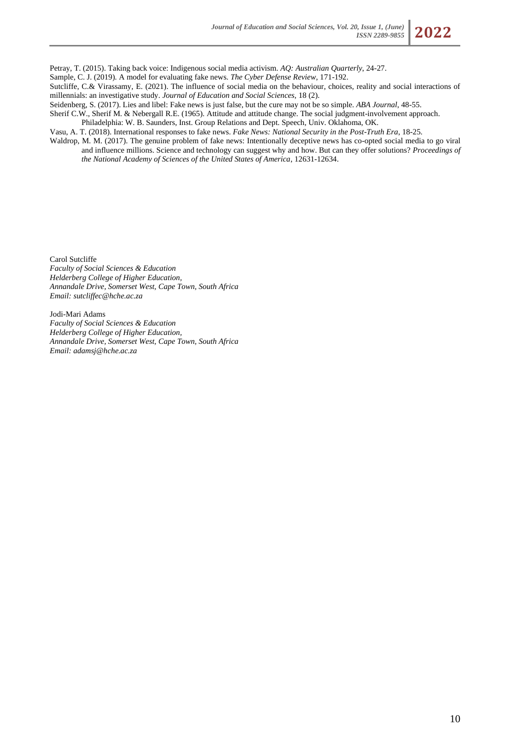Petray, T. (2015). Taking back voice: Indigenous social media activism. *AQ: Australian Quarterly*, 24-27.

Sample, C. J. (2019). A model for evaluating fake news. *The Cyber Defense Review*, 171-192.

Sutcliffe, C.& Virassamy, E. (2021). The influence of social media on the behaviour, choices, reality and social interactions of millennials: an investigative study. *Journal of Education and Social Sciences*, 18 (2).

Seidenberg, S. (2017). Lies and libel: Fake news is just false, but the cure may not be so simple. *ABA Journal*, 48-55.

Sherif C.W., Sherif M. & Nebergall R.E. (1965). Attitude and attitude change. The social judgment-involvement approach. Philadelphia: W. B. Saunders, Inst. Group Relations and Dept. Speech, Univ. Oklahoma, OK.

Vasu, A. T. (2018). International responses to fake news. *Fake News: National Security in the Post-Truth Era*, 18-25.

Waldrop, M. M. (2017). The genuine problem of fake news: Intentionally deceptive news has co-opted social media to go viral and influence millions. Science and technology can suggest why and how. But can they offer solutions? *Proceedings of the National Academy of Sciences of the United States of America*, 12631-12634.

Carol Sutcliffe
*Faculty of Social Sciences & Education*
*Helderberg College of Higher Education,*
*Annandale Drive, Somerset West, Cape Town, South Africa*
*Email: sutcliffec@hche.ac.za*

Jodi-Mari Adams
*Faculty of Social Sciences & Education*
*Helderberg College of Higher Education,*
*Annandale Drive, Somerset West, Cape Town, South Africa*
*Email: adamsj@hche.ac.za*